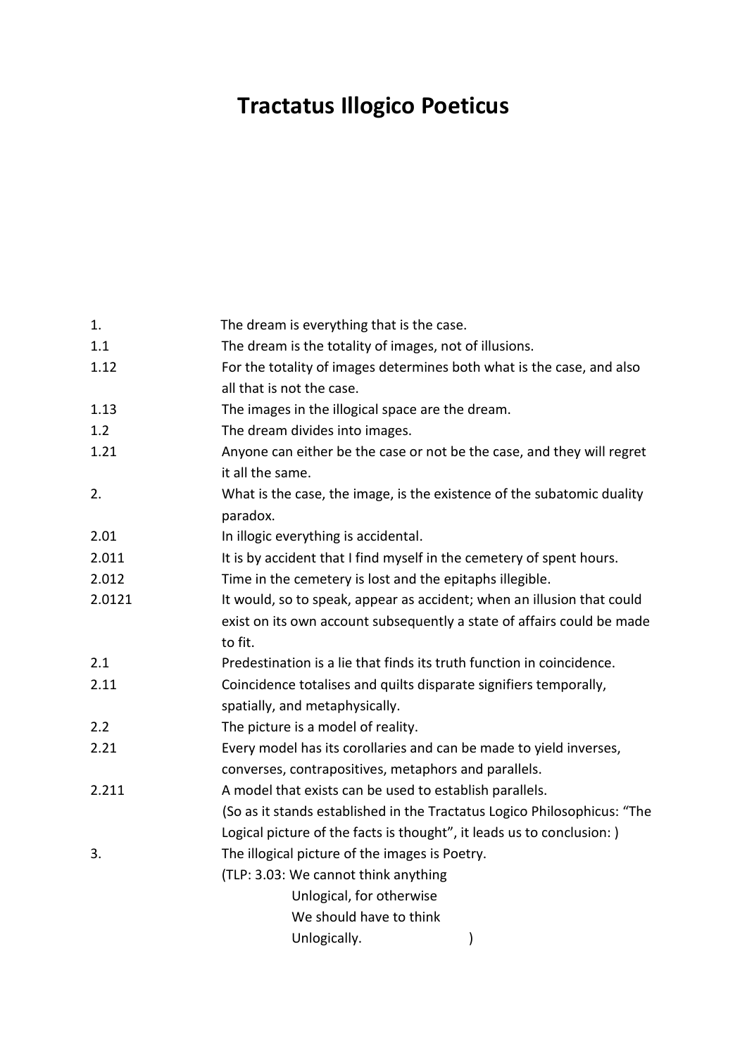# Tractatus Illogico Poeticus

| | |
|---|---|
| 1. | The dream is everything that is the case. |
| 1.1 | The dream is the totality of images, not of illusions. |
| 1.12 | For the totality of images determines both what is the case, and also all that is not the case. |
| 1.13 | The images in the illogical space are the dream. |
| 1.2 | The dream divides into images. |
| 1.21 | Anyone can either be the case or not be the case, and they will regret it all the same. |
| 2. | What is the case, the image, is the existence of the subatomic duality paradox. |
| 2.01 | In illogic everything is accidental. |
| 2.011 | It is by accident that I find myself in the cemetery of spent hours. |
| 2.012 | Time in the cemetery is lost and the epitaphs illegible. |
| 2.0121 | It would, so to speak, appear as accident; when an illusion that could exist on its own account subsequently a state of affairs could be made to fit. |
| 2.1 | Predestination is a lie that finds its truth function in coincidence. |
| 2.11 | Coincidence totalises and quilts disparate signifiers temporally, spatially, and metaphysically. |
| 2.2 | The picture is a model of reality. |
| 2.21 | Every model has its corollaries and can be made to yield inverses, converses, contrapositives, metaphors and parallels. |
| 2.211 | A model that exists can be used to establish parallels. (So as it stands established in the Tractatus Logico Philosophicus: "The Logical picture of the facts is thought", it leads us to conclusion: ) |
| 3. | The illogical picture of the images is Poetry. |

(TLP: 3.03: We cannot think anything  
Unlogical, for otherwise  
We should have to think  
Unlogically. )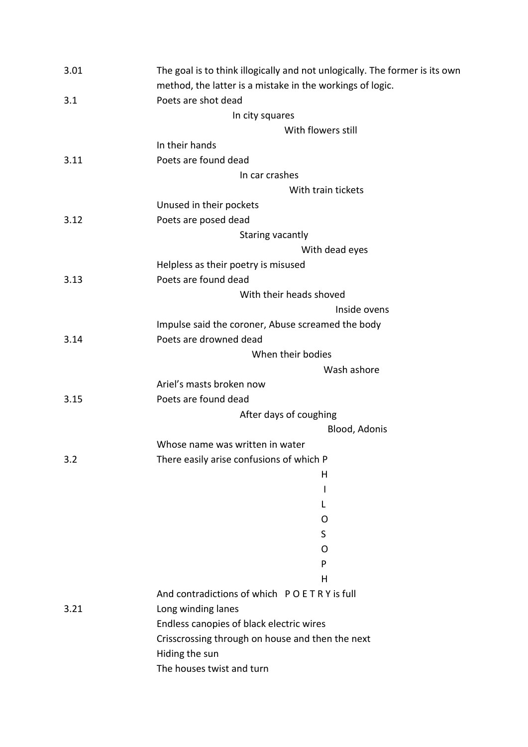3.01 The goal is to think illogically and not unlogically. The former is its own method, the latter is a mistake in the workings of logic.

3.1 Poets are shot dead
                    In city squares
                              With flowers still
In their hands

3.11 Poets are found dead
                    In car crashes
                              With train tickets
Unused in their pockets

3.12 Poets are posed dead
                    Staring vacantly
                              With dead eyes
Helpless as their poetry is misused

3.13 Poets are found dead
                    With their heads shoved
                              Inside ovens
Impulse said the coroner, Abuse screamed the body

3.14 Poets are drowned dead
                    When their bodies
                              Wash ashore
Ariel's masts broken now

3.15 Poets are found dead
                    After days of coughing
                              Blood, Adonis
Whose name was written in water

3.2 There easily arise confusions of which P
H
I
L
O
S
O
P
H
And contradictions of which P O E T R Y is full

3.21 Long winding lanes
Endless canopies of black electric wires
Crisscrossing through on house and then the next
Hiding the sun
The houses twist and turn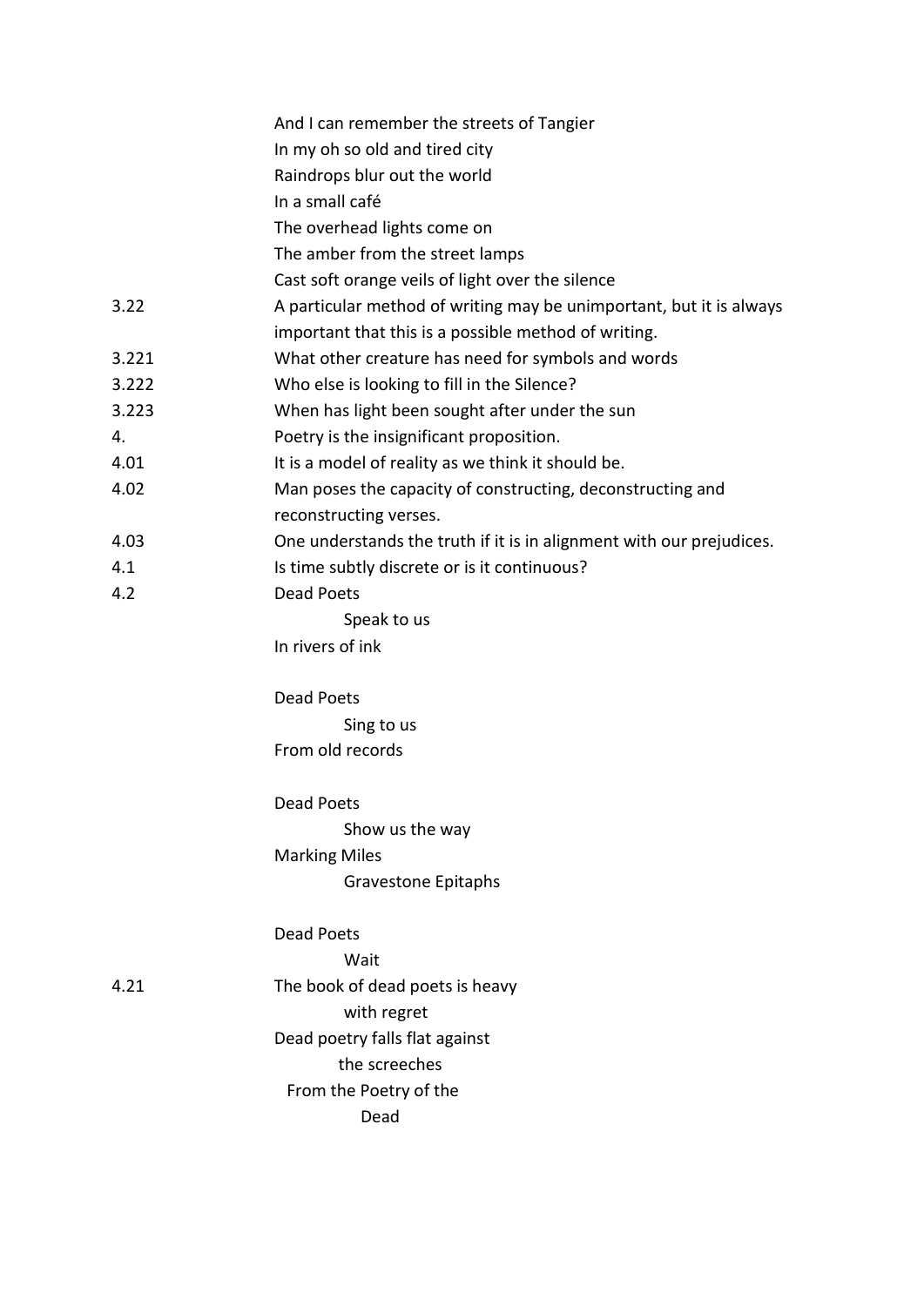And I can remember the streets of Tangier
In my oh so old and tired city
Raindrops blur out the world
In a small café
The overhead lights come on
The amber from the street lamps
Cast soft orange veils of light over the silence

3.22 A particular method of writing may be unimportant, but it is always important that this is a possible method of writing.

3.221 What other creature has need for symbols and words

3.222 Who else is looking to fill in the Silence?

3.223 When has light been sought after under the sun

4. Poetry is the insignificant proposition.

4.01 It is a model of reality as we think it should be.

4.02 Man poses the capacity of constructing, deconstructing and reconstructing verses.

4.03 One understands the truth if it is in alignment with our prejudices.

4.1 Is time subtly discrete or is it continuous?

4.2 Dead Poets
      Speak to us
In rivers of ink

Dead Poets
      Sing to us
From old records

Dead Poets
      Show us the way
Marking Miles
      Gravestone Epitaphs

Dead Poets
      Wait

4.21 The book of dead poets is heavy
      with regret
Dead poetry falls flat against
      the screeches
  From the Poetry of the
        Dead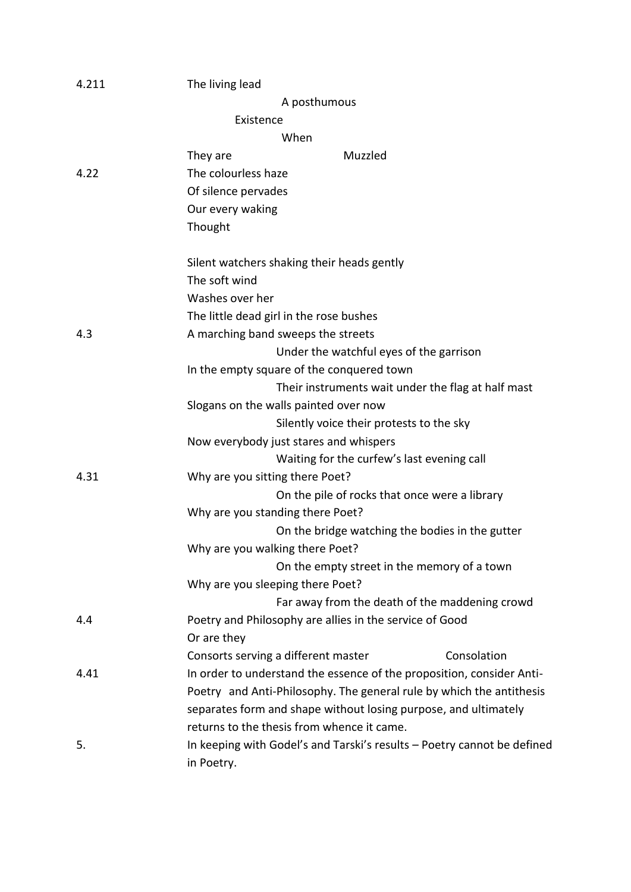4.211 The living lead

A posthumous

Existence

When

They are Muzzled

4.22 The colourless haze

Of silence pervades

Our every waking

Thought

Silent watchers shaking their heads gently

The soft wind

Washes over her

The little dead girl in the rose bushes

4.3 A marching band sweeps the streets

Under the watchful eyes of the garrison

In the empty square of the conquered town

Their instruments wait under the flag at half mast

Slogans on the walls painted over now

Silently voice their protests to the sky

Now everybody just stares and whispers

Waiting for the curfew's last evening call

4.31 Why are you sitting there Poet?

On the pile of rocks that once were a library

Why are you standing there Poet?

On the bridge watching the bodies in the gutter

Why are you walking there Poet?

On the empty street in the memory of a town

Why are you sleeping there Poet?

Far away from the death of the maddening crowd

4.4 Poetry and Philosophy are allies in the service of Good

Or are they

Consorts serving a different master Consolation

4.41 In order to understand the essence of the proposition, consider Anti-Poetry and Anti-Philosophy. The general rule by which the antithesis separates form and shape without losing purpose, and ultimately returns to the thesis from whence it came.

5. In keeping with Godel's and Tarski's results – Poetry cannot be defined in Poetry.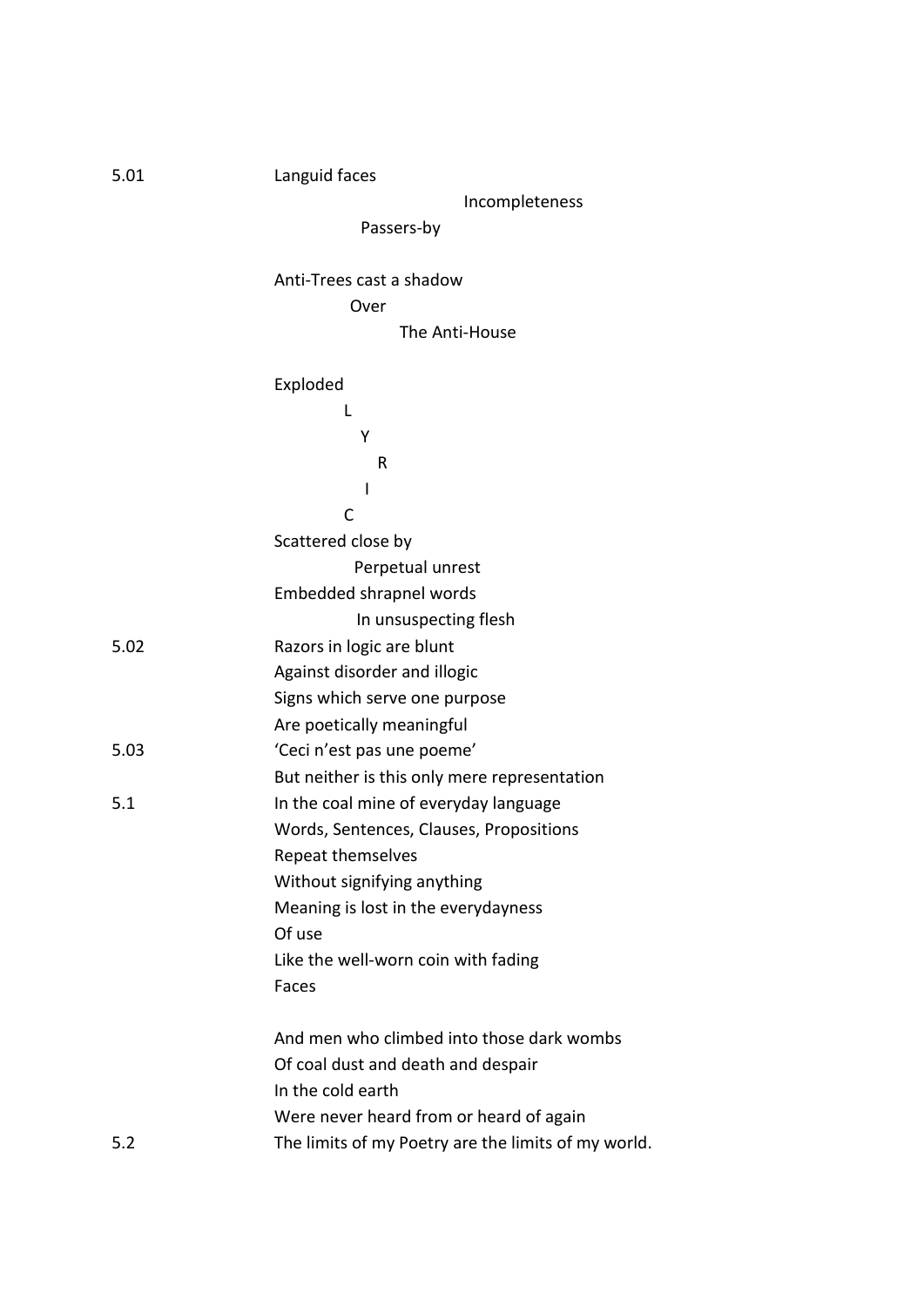5.01 Languid faces

Incompleteness

Passers-by

Anti-Trees cast a shadow

Over

The Anti-House

Exploded

L

Y

R

I

C

Scattered close by

Perpetual unrest

Embedded shrapnel words

In unsuspecting flesh

5.02 Razors in logic are blunt
Against disorder and illogic
Signs which serve one purpose
Are poetically meaningful

5.03 'Ceci n'est pas une poeme'
But neither is this only mere representation

5.1 In the coal mine of everyday language
Words, Sentences, Clauses, Propositions
Repeat themselves
Without signifying anything
Meaning is lost in the everydayness
Of use
Like the well-worn coin with fading
Faces

And men who climbed into those dark wombs
Of coal dust and death and despair
In the cold earth
Were never heard from or heard of again

5.2 The limits of my Poetry are the limits of my world.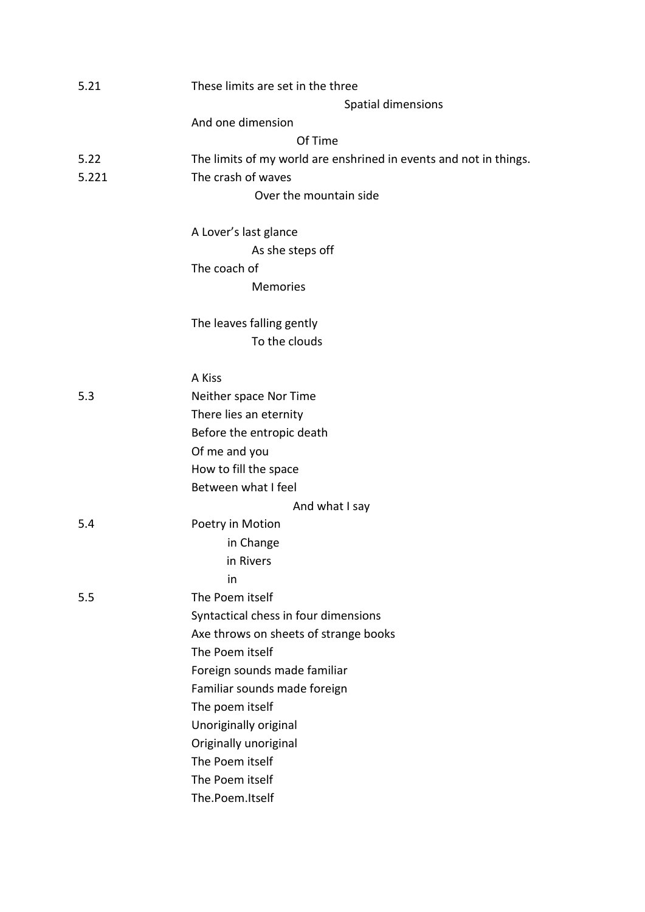5.21 These limits are set in the three
Spatial dimensions
And one dimension
Of Time

5.22 The limits of my world are enshrined in events and not in things.

5.221 The crash of waves
Over the mountain side

A Lover's last glance
As she steps off
The coach of
Memories

The leaves falling gently
To the clouds

A Kiss

5.3 Neither space Nor Time
There lies an eternity
Before the entropic death
Of me and you
How to fill the space
Between what I feel
And what I say

5.4 Poetry in Motion
in Change
in Rivers
in

5.5 The Poem itself
Syntactical chess in four dimensions
Axe throws on sheets of strange books
The Poem itself
Foreign sounds made familiar
Familiar sounds made foreign
The poem itself
Unoriginally original
Originally unoriginal
The Poem itself
The Poem itself
The.Poem.Itself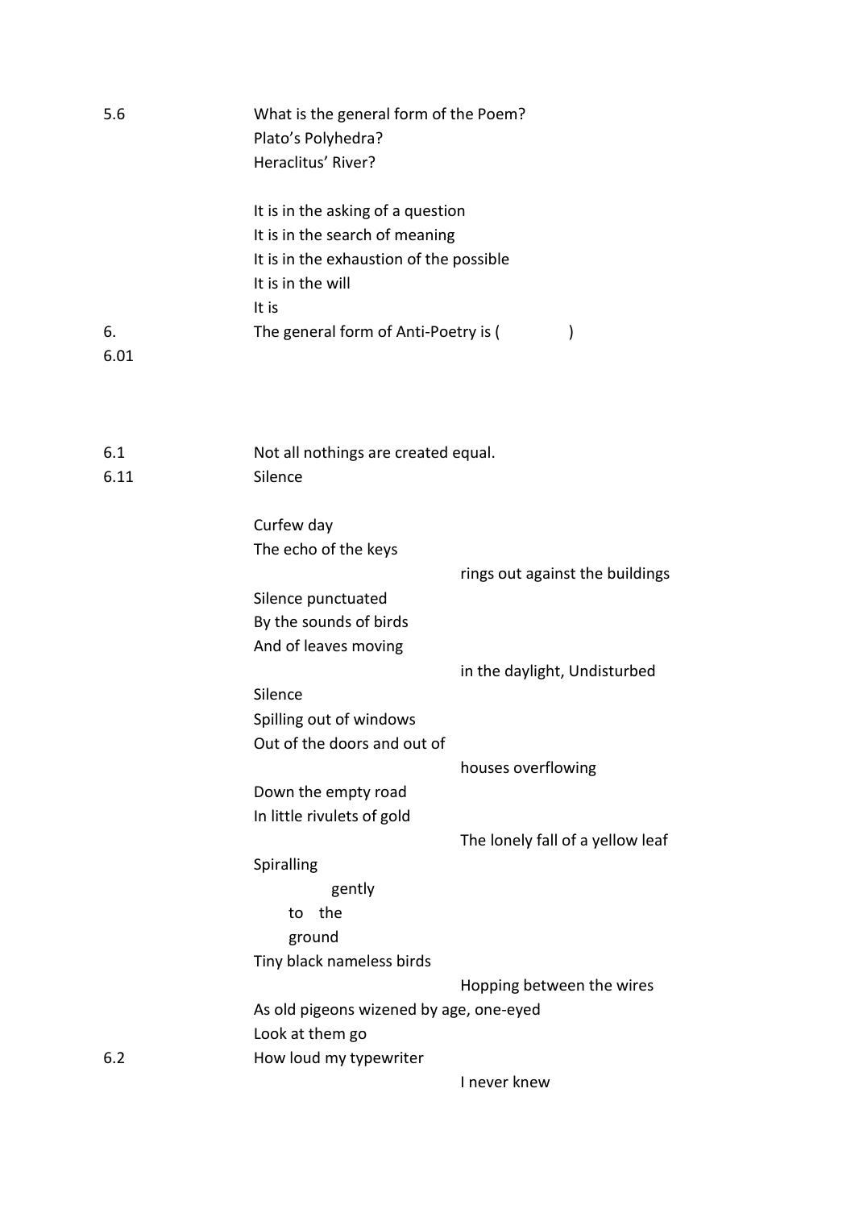5.6 What is the general form of the Poem?
Plato's Polyhedra?
Heraclitus' River?

It is in the asking of a question
It is in the search of meaning
It is in the exhaustion of the possible
It is in the will
It is

6. The general form of Anti-Poetry is (              )

6.01

6.1 Not all nothings are created equal.

6.11 Silence

Curfew day
The echo of the keys
                    rings out against the buildings
Silence punctuated
By the sounds of birds
And of leaves moving
                    in the daylight, Undisturbed
Silence
Spilling out of windows
Out of the doors and out of
                    houses overflowing
Down the empty road
In little rivulets of gold
                    The lonely fall of a yellow leaf
Spiralling
        gently
    to  the
    ground
Tiny black nameless birds
                    Hopping between the wires
As old pigeons wizened by age, one-eyed
Look at them go

6.2 How loud my typewriter
                    I never knew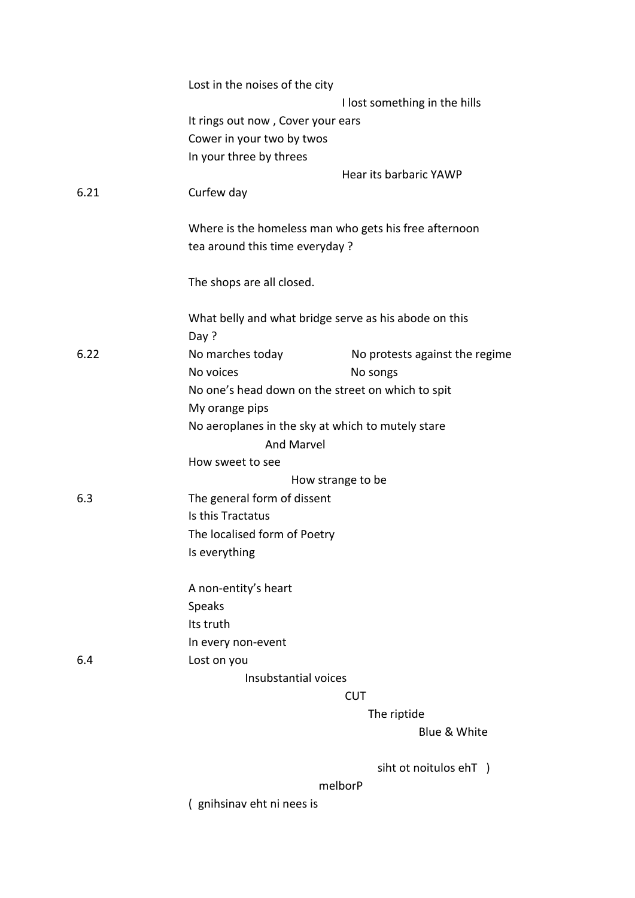Lost in the noises of the city

I lost something in the hills

It rings out now , Cover your ears

Cower in your two by twos

In your three by threes

Hear its barbaric YAWP

6.21 Curfew day

Where is the homeless man who gets his free afternoon tea around this time everyday ?

The shops are all closed.

What belly and what bridge serve as his abode on this Day ?

6.22 No marches today No protests against the regime

No voices No songs

No one’s head down on the street on which to spit

My orange pips

No aeroplanes in the sky at which to mutely stare

And Marvel

How sweet to see

How strange to be

6.3 The general form of dissent

Is this Tractatus

The localised form of Poetry

Is everything

A non-entity’s heart

Speaks

Its truth

In every non-event

6.4 Lost on you

Insubstantial voices

CUT

The riptide

Blue & White

siht ot noitulos ehT )

melborP

( gnihsinav eht ni nees si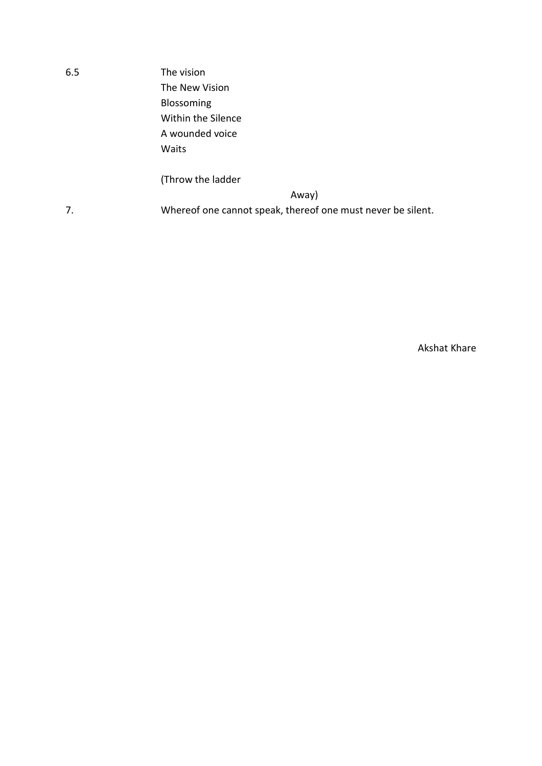6.5 The vision
The New Vision
Blossoming
Within the Silence
A wounded voice
Waits

(Throw the ladder
Away)

7. Whereof one cannot speak, thereof one must never be silent.

Akshat Khare